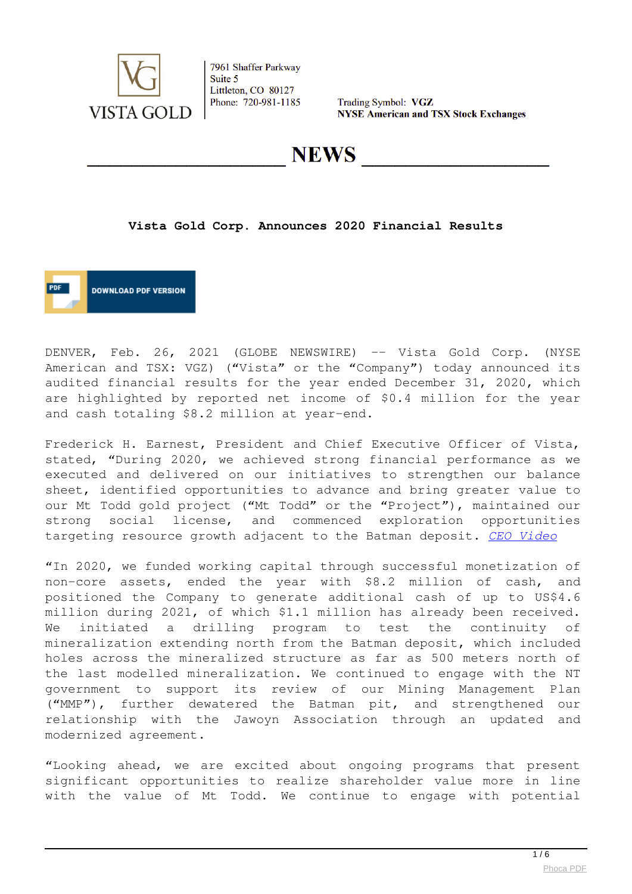VISTA GOLD

7961 Shaffer Parkway
Suite 5
Littleton, CO 80127
Phone: 720-981-1185

Trading Symbol: **VGZ**
**NYSE American and TSX Stock Exchanges**

# NEWS

## Vista Gold Corp. Announces 2020 Financial Results

DOWNLOAD PDF VERSION

DENVER, Feb. 26, 2021 (GLOBE NEWSWIRE) -- Vista Gold Corp. (NYSE American and TSX: VGZ) ("Vista" or the "Company") today announced its audited financial results for the year ended December 31, 2020, which are highlighted by reported net income of $0.4 million for the year and cash totaling $8.2 million at year-end.

Frederick H. Earnest, President and Chief Executive Officer of Vista, stated, "During 2020, we achieved strong financial performance as we executed and delivered on our initiatives to strengthen our balance sheet, identified opportunities to advance and bring greater value to our Mt Todd gold project ("Mt Todd" or the "Project"), maintained our strong social license, and commenced exploration opportunities targeting resource growth adjacent to the Batman deposit. *CEO Video*

"In 2020, we funded working capital through successful monetization of non-core assets, ended the year with $8.2 million of cash, and positioned the Company to generate additional cash of up to US$4.6 million during 2021, of which $1.1 million has already been received. We initiated a drilling program to test the continuity of mineralization extending north from the Batman deposit, which included holes across the mineralized structure as far as 500 meters north of the last modelled mineralization. We continued to engage with the NT government to support its review of our Mining Management Plan ("MMP"), further dewatered the Batman pit, and strengthened our relationship with the Jawoyn Association through an updated and modernized agreement.

"Looking ahead, we are excited about ongoing programs that present significant opportunities to realize shareholder value more in line with the value of Mt Todd. We continue to engage with potential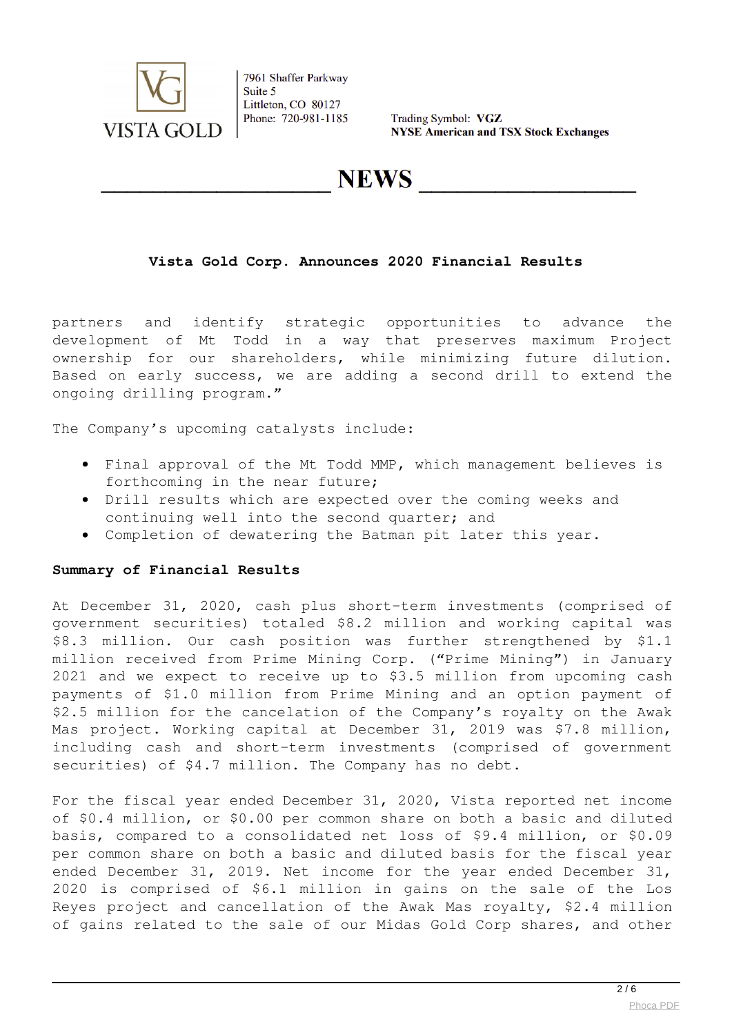partners and identify strategic opportunities to advance the development of Mt Todd in a way that preserves maximum Project ownership for our shareholders, while minimizing future dilution. Based on early success, we are adding a second drill to extend the ongoing drilling program."

The Company's upcoming catalysts include:

- Final approval of the Mt Todd MMP, which management believes is forthcoming in the near future;
- Drill results which are expected over the coming weeks and continuing well into the second quarter; and
- Completion of dewatering the Batman pit later this year.

**Summary of Financial Results**

At December 31, 2020, cash plus short-term investments (comprised of government securities) totaled $8.2 million and working capital was $8.3 million. Our cash position was further strengthened by $1.1 million received from Prime Mining Corp. ("Prime Mining") in January 2021 and we expect to receive up to $3.5 million from upcoming cash payments of $1.0 million from Prime Mining and an option payment of $2.5 million for the cancelation of the Company's royalty on the Awak Mas project. Working capital at December 31, 2019 was $7.8 million, including cash and short-term investments (comprised of government securities) of $4.7 million. The Company has no debt.

For the fiscal year ended December 31, 2020, Vista reported net income of $0.4 million, or $0.00 per common share on both a basic and diluted basis, compared to a consolidated net loss of $9.4 million, or $0.09 per common share on both a basic and diluted basis for the fiscal year ended December 31, 2019. Net income for the year ended December 31, 2020 is comprised of $6.1 million in gains on the sale of the Los Reyes project and cancellation of the Awak Mas royalty, $2.4 million of gains related to the sale of our Midas Gold Corp shares, and other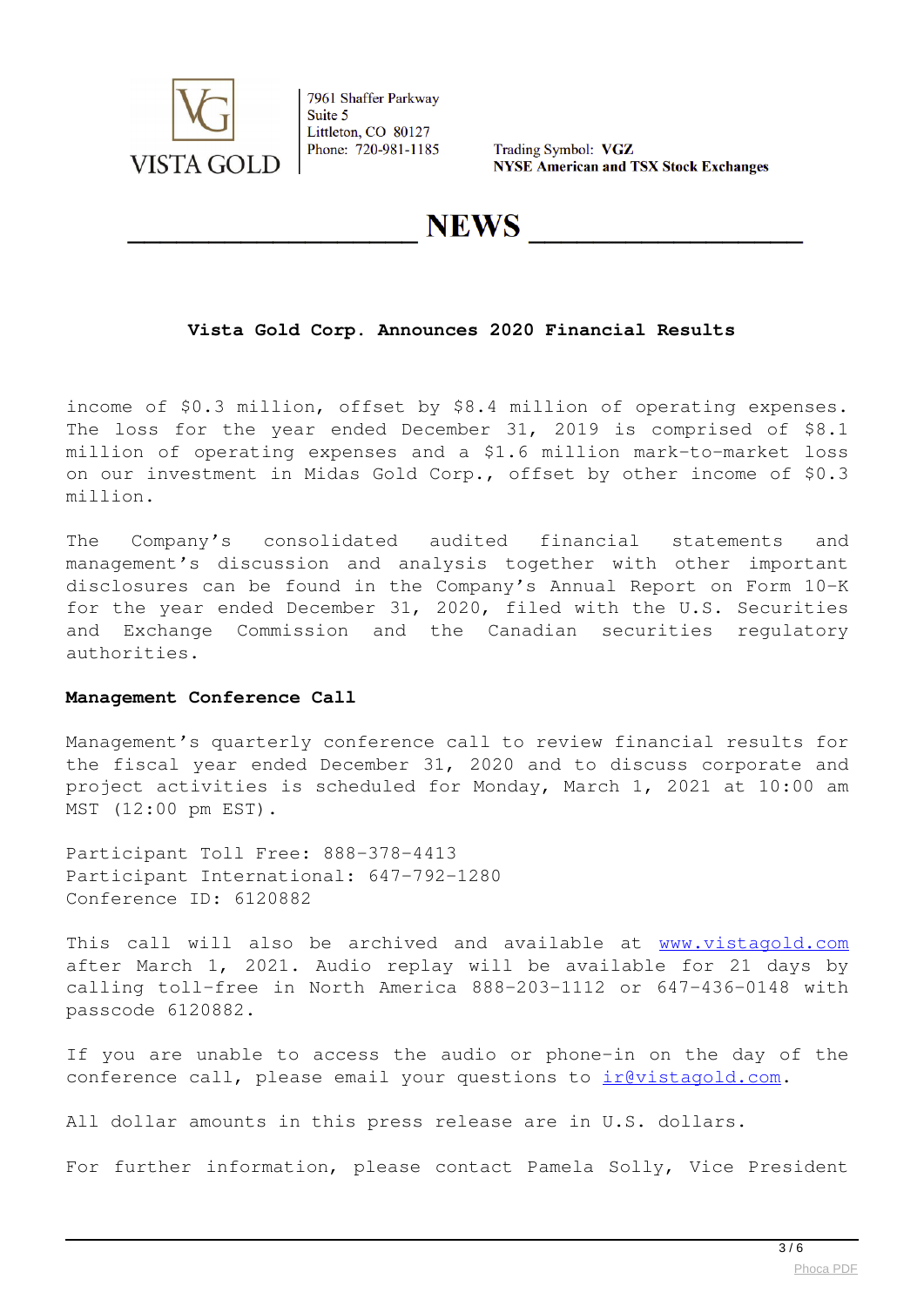income of $0.3 million, offset by $8.4 million of operating expenses. The loss for the year ended December 31, 2019 is comprised of $8.1 million of operating expenses and a $1.6 million mark-to-market loss on our investment in Midas Gold Corp., offset by other income of $0.3 million.

The Company's consolidated audited financial statements and management's discussion and analysis together with other important disclosures can be found in the Company's Annual Report on Form 10-K for the year ended December 31, 2020, filed with the U.S. Securities and Exchange Commission and the Canadian securities regulatory authorities.

**Management Conference Call**

Management's quarterly conference call to review financial results for the fiscal year ended December 31, 2020 and to discuss corporate and project activities is scheduled for Monday, March 1, 2021 at 10:00 am MST (12:00 pm EST).

Participant Toll Free: 888-378-4413
Participant International: 647-792-1280
Conference ID: 6120882

This call will also be archived and available at www.vistagold.com after March 1, 2021. Audio replay will be available for 21 days by calling toll-free in North America 888-203-1112 or 647-436-0148 with passcode 6120882.

If you are unable to access the audio or phone-in on the day of the conference call, please email your questions to ir@vistagold.com.

All dollar amounts in this press release are in U.S. dollars.

For further information, please contact Pamela Solly, Vice President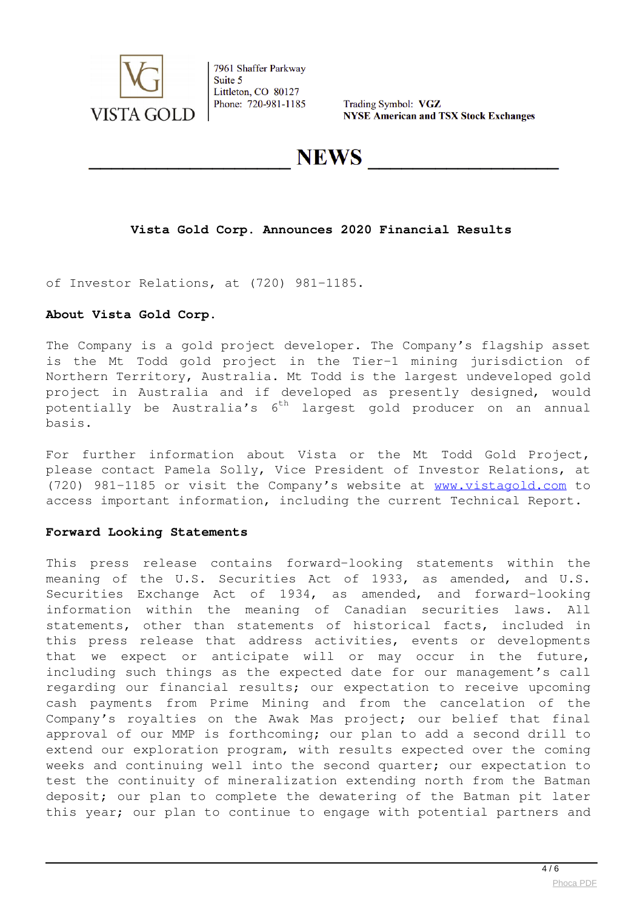of Investor Relations, at (720) 981-1185.

**About Vista Gold Corp.**

The Company is a gold project developer. The Company's flagship asset is the Mt Todd gold project in the Tier-1 mining jurisdiction of Northern Territory, Australia. Mt Todd is the largest undeveloped gold project in Australia and if developed as presently designed, would potentially be Australia's 6th largest gold producer on an annual basis.

For further information about Vista or the Mt Todd Gold Project, please contact Pamela Solly, Vice President of Investor Relations, at (720) 981-1185 or visit the Company's website at www.vistagold.com to access important information, including the current Technical Report.

**Forward Looking Statements**

This press release contains forward-looking statements within the meaning of the U.S. Securities Act of 1933, as amended, and U.S. Securities Exchange Act of 1934, as amended, and forward-looking information within the meaning of Canadian securities laws. All statements, other than statements of historical facts, included in this press release that address activities, events or developments that we expect or anticipate will or may occur in the future, including such things as the expected date for our management's call regarding our financial results; our expectation to receive upcoming cash payments from Prime Mining and from the cancelation of the Company's royalties on the Awak Mas project; our belief that final approval of our MMP is forthcoming; our plan to add a second drill to extend our exploration program, with results expected over the coming weeks and continuing well into the second quarter; our expectation to test the continuity of mineralization extending north from the Batman deposit; our plan to complete the dewatering of the Batman pit later this year; our plan to continue to engage with potential partners and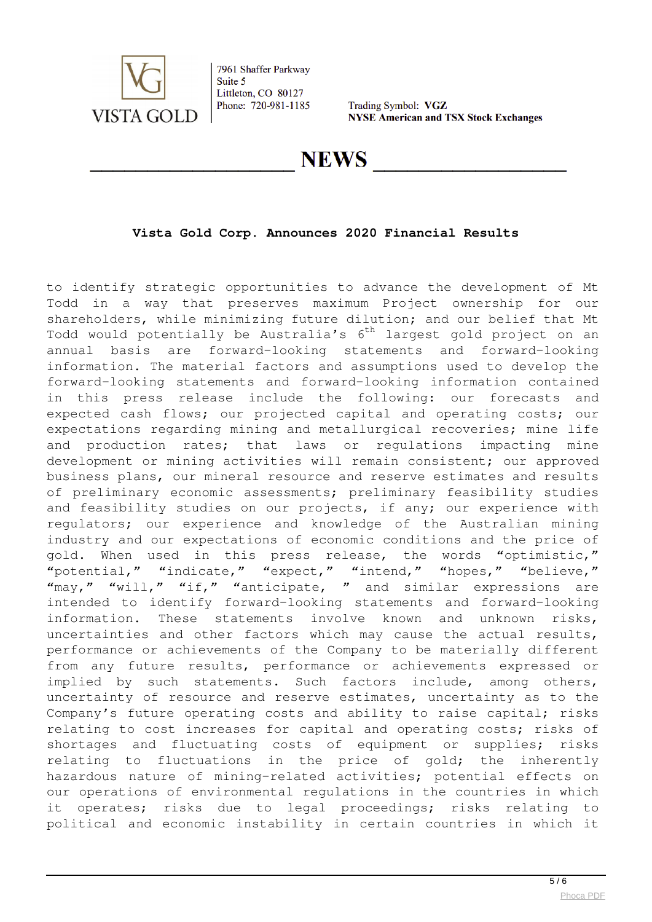**Vista Gold Corp. Announces 2020 Financial Results**

to identify strategic opportunities to advance the development of Mt Todd in a way that preserves maximum Project ownership for our shareholders, while minimizing future dilution; and our belief that Mt Todd would potentially be Australia's 6th largest gold project on an annual basis are forward-looking statements and forward-looking information. The material factors and assumptions used to develop the forward-looking statements and forward-looking information contained in this press release include the following: our forecasts and expected cash flows; our projected capital and operating costs; our expectations regarding mining and metallurgical recoveries; mine life and production rates; that laws or regulations impacting mine development or mining activities will remain consistent; our approved business plans, our mineral resource and reserve estimates and results of preliminary economic assessments; preliminary feasibility studies and feasibility studies on our projects, if any; our experience with regulators; our experience and knowledge of the Australian mining industry and our expectations of economic conditions and the price of gold. When used in this press release, the words "optimistic," "potential," "indicate," "expect," "intend," "hopes," "believe," "may," "will," "if," "anticipate, " and similar expressions are intended to identify forward-looking statements and forward-looking information. These statements involve known and unknown risks, uncertainties and other factors which may cause the actual results, performance or achievements of the Company to be materially different from any future results, performance or achievements expressed or implied by such statements. Such factors include, among others, uncertainty of resource and reserve estimates, uncertainty as to the Company's future operating costs and ability to raise capital; risks relating to cost increases for capital and operating costs; risks of shortages and fluctuating costs of equipment or supplies; risks relating to fluctuations in the price of gold; the inherently hazardous nature of mining-related activities; potential effects on our operations of environmental regulations in the countries in which it operates; risks due to legal proceedings; risks relating to political and economic instability in certain countries in which it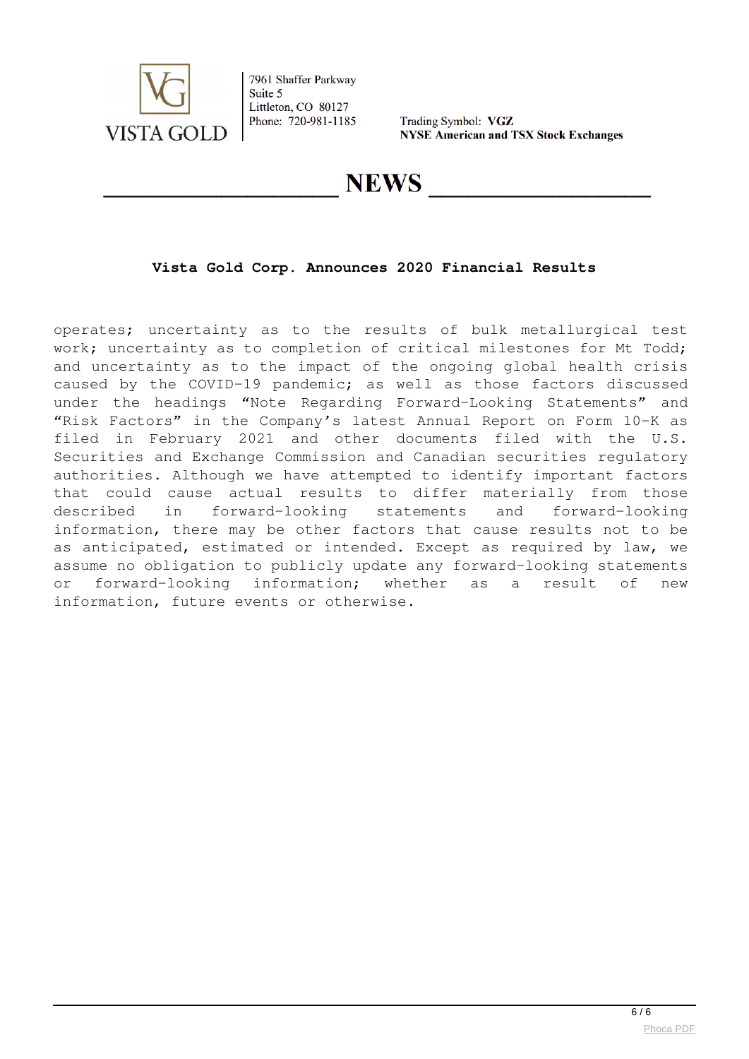operates; uncertainty as to the results of bulk metallurgical test work; uncertainty as to completion of critical milestones for Mt Todd; and uncertainty as to the impact of the ongoing global health crisis caused by the COVID-19 pandemic; as well as those factors discussed under the headings "Note Regarding Forward-Looking Statements" and "Risk Factors" in the Company's latest Annual Report on Form 10-K as filed in February 2021 and other documents filed with the U.S. Securities and Exchange Commission and Canadian securities regulatory authorities. Although we have attempted to identify important factors that could cause actual results to differ materially from those described in forward-looking statements and forward-looking information, there may be other factors that cause results not to be as anticipated, estimated or intended. Except as required by law, we assume no obligation to publicly update any forward-looking statements or forward-looking information; whether as a result of new information, future events or otherwise.